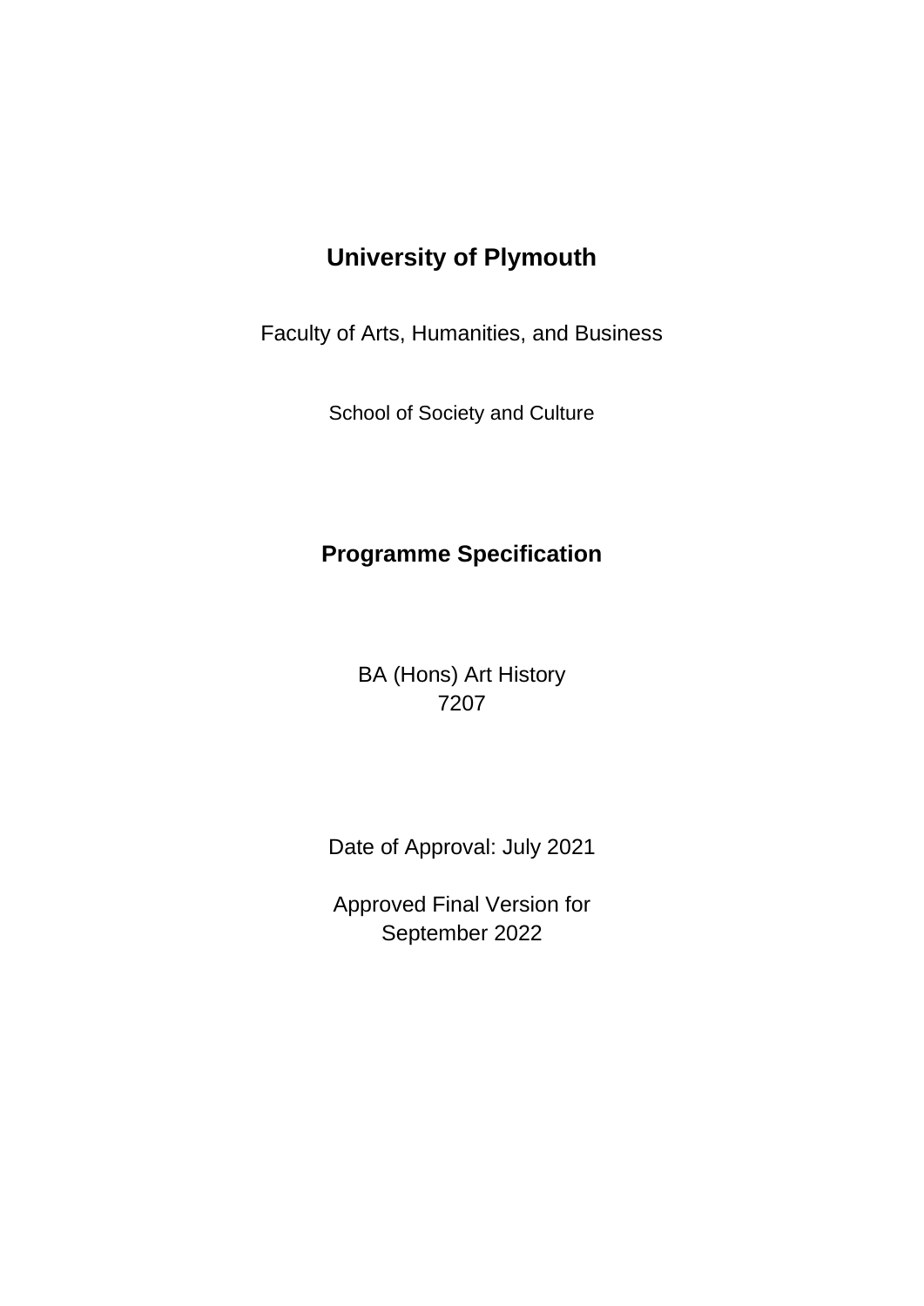# University of Plymouth

Faculty of Arts, Humanities, and Business

School of Society and Culture

## Programme Specification

BA (Hons) Art History
7207

Date of Approval: July 2021

Approved Final Version for
September 2022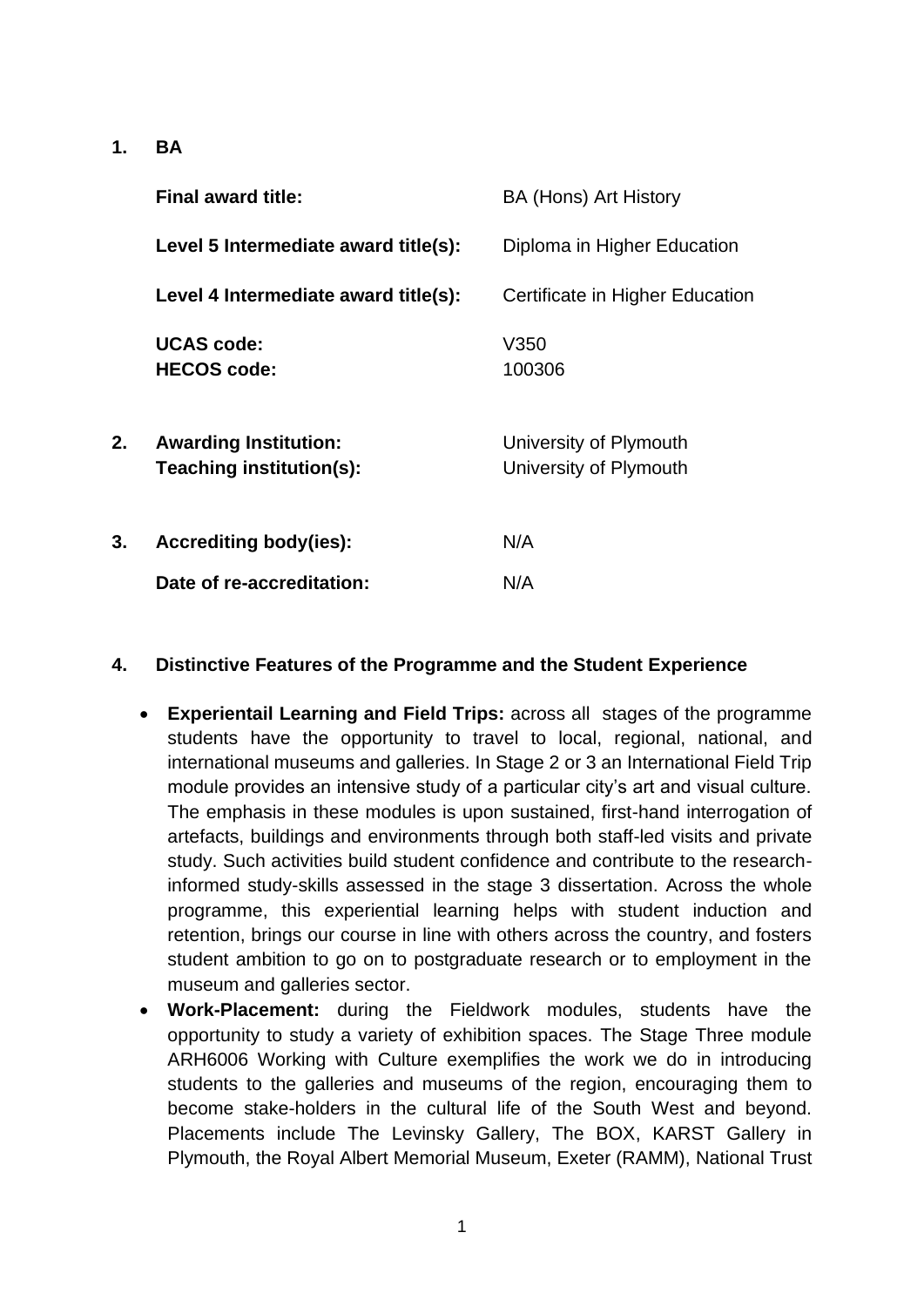**1. BA**

| | |
|---|---|
| **Final award title:** | BA (Hons) Art History |
| **Level 5 Intermediate award title(s):** | Diploma in Higher Education |
| **Level 4 Intermediate award title(s):** | Certificate in Higher Education |
| **UCAS code:** | V350 |
| **HECOS code:** | 100306 |

**2. Awarding Institution:** University of Plymouth
**Teaching institution(s):** University of Plymouth

**3. Accrediting body(ies):** N/A

**Date of re-accreditation:** N/A

## 4. Distinctive Features of the Programme and the Student Experience

- **Experientail Learning and Field Trips:** across all stages of the programme students have the opportunity to travel to local, regional, national, and international museums and galleries. In Stage 2 or 3 an International Field Trip module provides an intensive study of a particular city's art and visual culture. The emphasis in these modules is upon sustained, first-hand interrogation of artefacts, buildings and environments through both staff-led visits and private study. Such activities build student confidence and contribute to the research-informed study-skills assessed in the stage 3 dissertation. Across the whole programme, this experiential learning helps with student induction and retention, brings our course in line with others across the country, and fosters student ambition to go on to postgraduate research or to employment in the museum and galleries sector.
- **Work-Placement:** during the Fieldwork modules, students have the opportunity to study a variety of exhibition spaces. The Stage Three module ARH6006 Working with Culture exemplifies the work we do in introducing students to the galleries and museums of the region, encouraging them to become stake-holders in the cultural life of the South West and beyond. Placements include The Levinsky Gallery, The BOX, KARST Gallery in Plymouth, the Royal Albert Memorial Museum, Exeter (RAMM), National Trust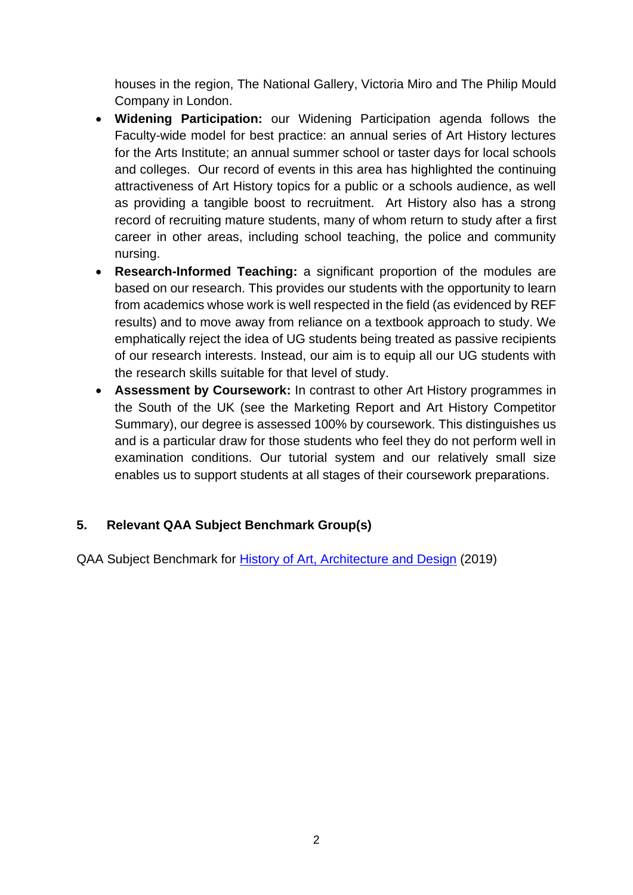houses in the region, The National Gallery, Victoria Miro and The Philip Mould Company in London.

- **Widening Participation:** our Widening Participation agenda follows the Faculty-wide model for best practice: an annual series of Art History lectures for the Arts Institute; an annual summer school or taster days for local schools and colleges. Our record of events in this area has highlighted the continuing attractiveness of Art History topics for a public or a schools audience, as well as providing a tangible boost to recruitment. Art History also has a strong record of recruiting mature students, many of whom return to study after a first career in other areas, including school teaching, the police and community nursing.
- **Research-Informed Teaching:** a significant proportion of the modules are based on our research. This provides our students with the opportunity to learn from academics whose work is well respected in the field (as evidenced by REF results) and to move away from reliance on a textbook approach to study. We emphatically reject the idea of UG students being treated as passive recipients of our research interests. Instead, our aim is to equip all our UG students with the research skills suitable for that level of study.
- **Assessment by Coursework:** In contrast to other Art History programmes in the South of the UK (see the Marketing Report and Art History Competitor Summary), our degree is assessed 100% by coursework. This distinguishes us and is a particular draw for those students who feel they do not perform well in examination conditions. Our tutorial system and our relatively small size enables us to support students at all stages of their coursework preparations.

## 5. Relevant QAA Subject Benchmark Group(s)

QAA Subject Benchmark for History of Art, Architecture and Design (2019)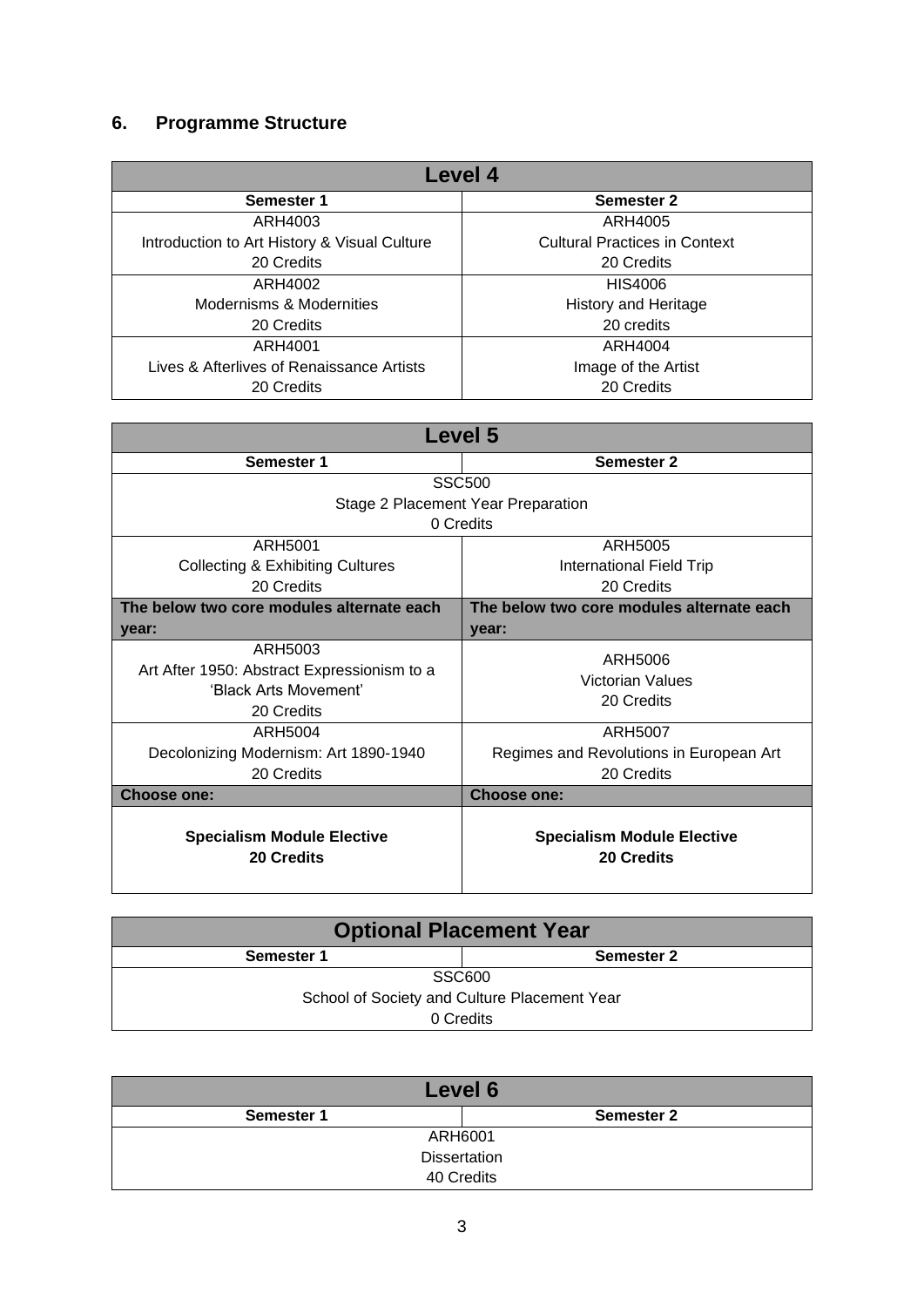## 6. Programme Structure

| Level 4 | |
| --- | --- |
| **Semester 1** | **Semester 2** |
| ARH4003<br>Introduction to Art History & Visual Culture<br>20 Credits | ARH4005<br>Cultural Practices in Context<br>20 Credits |
| ARH4002<br>Modernisms & Modernities<br>20 Credits | HIS4006<br>History and Heritage<br>20 credits |
| ARH4001<br>Lives & Afterlives of Renaissance Artists<br>20 Credits | ARH4004<br>Image of the Artist<br>20 Credits |

| Level 5 | |
| --- | --- |
| **Semester 1** | **Semester 2** |
| SSC500<br>Stage 2 Placement Year Preparation<br>0 Credits | |
| ARH5001<br>Collecting & Exhibiting Cultures<br>20 Credits | ARH5005<br>International Field Trip<br>20 Credits |
| **The below two core modules alternate each year:** | **The below two core modules alternate each year:** |
| ARH5003<br>Art After 1950: Abstract Expressionism to a 'Black Arts Movement'<br>20 Credits | ARH5006<br>Victorian Values<br>20 Credits |
| ARH5004<br>Decolonizing Modernism: Art 1890-1940<br>20 Credits | ARH5007<br>Regimes and Revolutions in European Art<br>20 Credits |
| **Choose one:** | **Choose one:** |
| **Specialism Module Elective**<br>**20 Credits** | **Specialism Module Elective**<br>**20 Credits** |

| Optional Placement Year | |
| --- | --- |
| **Semester 1** | **Semester 2** |
| SSC600<br>School of Society and Culture Placement Year<br>0 Credits | |

| Level 6 | |
| --- | --- |
| **Semester 1** | **Semester 2** |
| ARH6001<br>Dissertation<br>40 Credits | |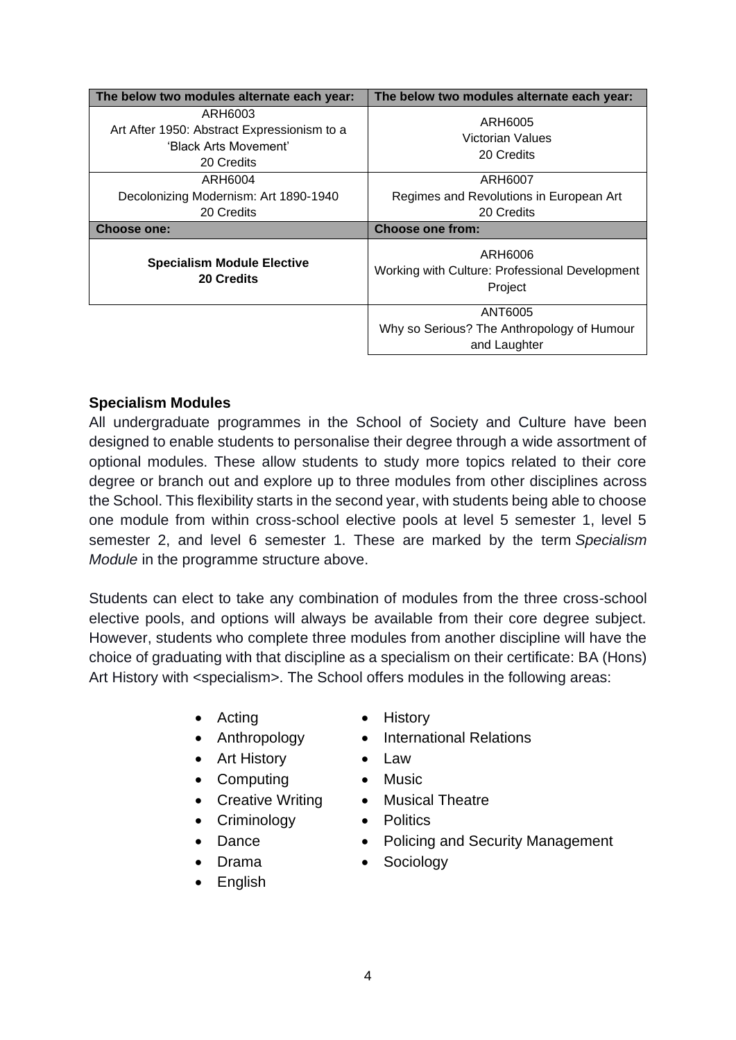| The below two modules alternate each year: | The below two modules alternate each year: |
|---|---|
| ARH6003<br>Art After 1950: Abstract Expressionism to a 'Black Arts Movement'<br>20 Credits | ARH6005<br>Victorian Values<br>20 Credits |
| ARH6004<br>Decolonizing Modernism: Art 1890-1940<br>20 Credits | ARH6007<br>Regimes and Revolutions in European Art<br>20 Credits |
| **Choose one:** | **Choose one from:** |
| **Specialism Module Elective**<br>**20 Credits** | ARH6006<br>Working with Culture: Professional Development Project |
| | ANT6005<br>Why so Serious? The Anthropology of Humour and Laughter |

### Specialism Modules

All undergraduate programmes in the School of Society and Culture have been designed to enable students to personalise their degree through a wide assortment of optional modules. These allow students to study more topics related to their core degree or branch out and explore up to three modules from other disciplines across the School. This flexibility starts in the second year, with students being able to choose one module from within cross-school elective pools at level 5 semester 1, level 5 semester 2, and level 6 semester 1. These are marked by the term *Specialism Module* in the programme structure above.

Students can elect to take any combination of modules from the three cross-school elective pools, and options will always be available from their core degree subject. However, students who complete three modules from another discipline will have the choice of graduating with that discipline as a specialism on their certificate: BA (Hons) Art History with <specialism>. The School offers modules in the following areas:

- Acting
- Anthropology
- Art History
- Computing
- Creative Writing
- Criminology
- Dance
- Drama
- English
- History
- International Relations
- Law
- Music
- Musical Theatre
- Politics
- Policing and Security Management
- Sociology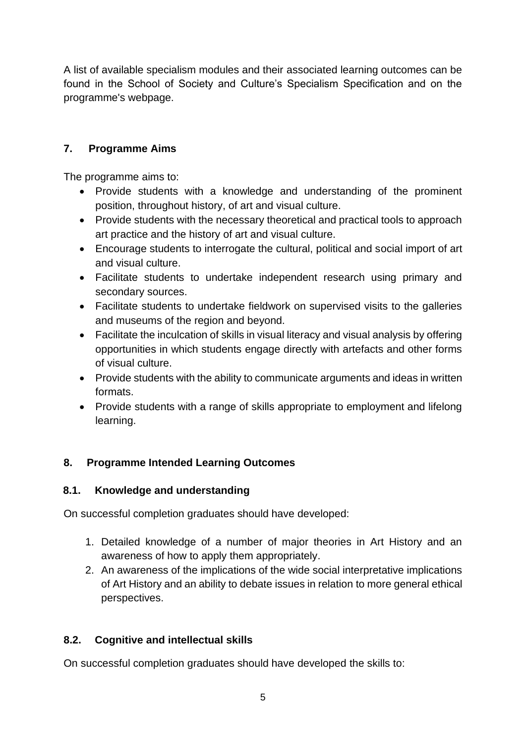A list of available specialism modules and their associated learning outcomes can be found in the School of Society and Culture's Specialism Specification and on the programme's webpage.

## 7. Programme Aims

The programme aims to:

- Provide students with a knowledge and understanding of the prominent position, throughout history, of art and visual culture.
- Provide students with the necessary theoretical and practical tools to approach art practice and the history of art and visual culture.
- Encourage students to interrogate the cultural, political and social import of art and visual culture.
- Facilitate students to undertake independent research using primary and secondary sources.
- Facilitate students to undertake fieldwork on supervised visits to the galleries and museums of the region and beyond.
- Facilitate the inculcation of skills in visual literacy and visual analysis by offering opportunities in which students engage directly with artefacts and other forms of visual culture.
- Provide students with the ability to communicate arguments and ideas in written formats.
- Provide students with a range of skills appropriate to employment and lifelong learning.

## 8. Programme Intended Learning Outcomes

### 8.1. Knowledge and understanding

On successful completion graduates should have developed:

1. Detailed knowledge of a number of major theories in Art History and an awareness of how to apply them appropriately.
2. An awareness of the implications of the wide social interpretative implications of Art History and an ability to debate issues in relation to more general ethical perspectives.

### 8.2. Cognitive and intellectual skills

On successful completion graduates should have developed the skills to: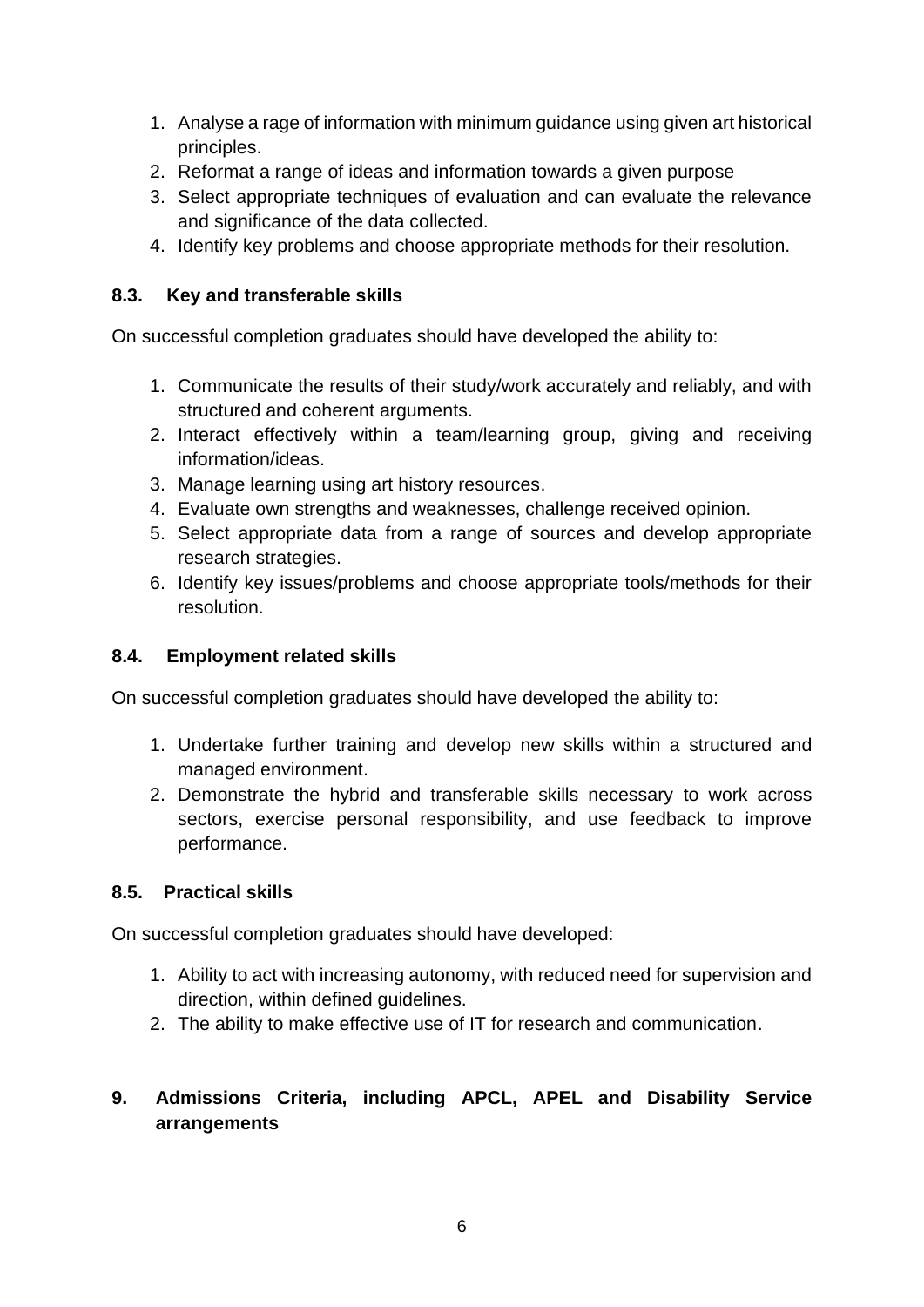1. Analyse a rage of information with minimum guidance using given art historical principles.
2. Reformat a range of ideas and information towards a given purpose
3. Select appropriate techniques of evaluation and can evaluate the relevance and significance of the data collected.
4. Identify key problems and choose appropriate methods for their resolution.

### 8.3. Key and transferable skills

On successful completion graduates should have developed the ability to:

1. Communicate the results of their study/work accurately and reliably, and with structured and coherent arguments.
2. Interact effectively within a team/learning group, giving and receiving information/ideas.
3. Manage learning using art history resources.
4. Evaluate own strengths and weaknesses, challenge received opinion.
5. Select appropriate data from a range of sources and develop appropriate research strategies.
6. Identify key issues/problems and choose appropriate tools/methods for their resolution.

### 8.4. Employment related skills

On successful completion graduates should have developed the ability to:

1. Undertake further training and develop new skills within a structured and managed environment.
2. Demonstrate the hybrid and transferable skills necessary to work across sectors, exercise personal responsibility, and use feedback to improve performance.

### 8.5. Practical skills

On successful completion graduates should have developed:

1. Ability to act with increasing autonomy, with reduced need for supervision and direction, within defined guidelines.
2. The ability to make effective use of IT for research and communication.

## 9. Admissions Criteria, including APCL, APEL and Disability Service arrangements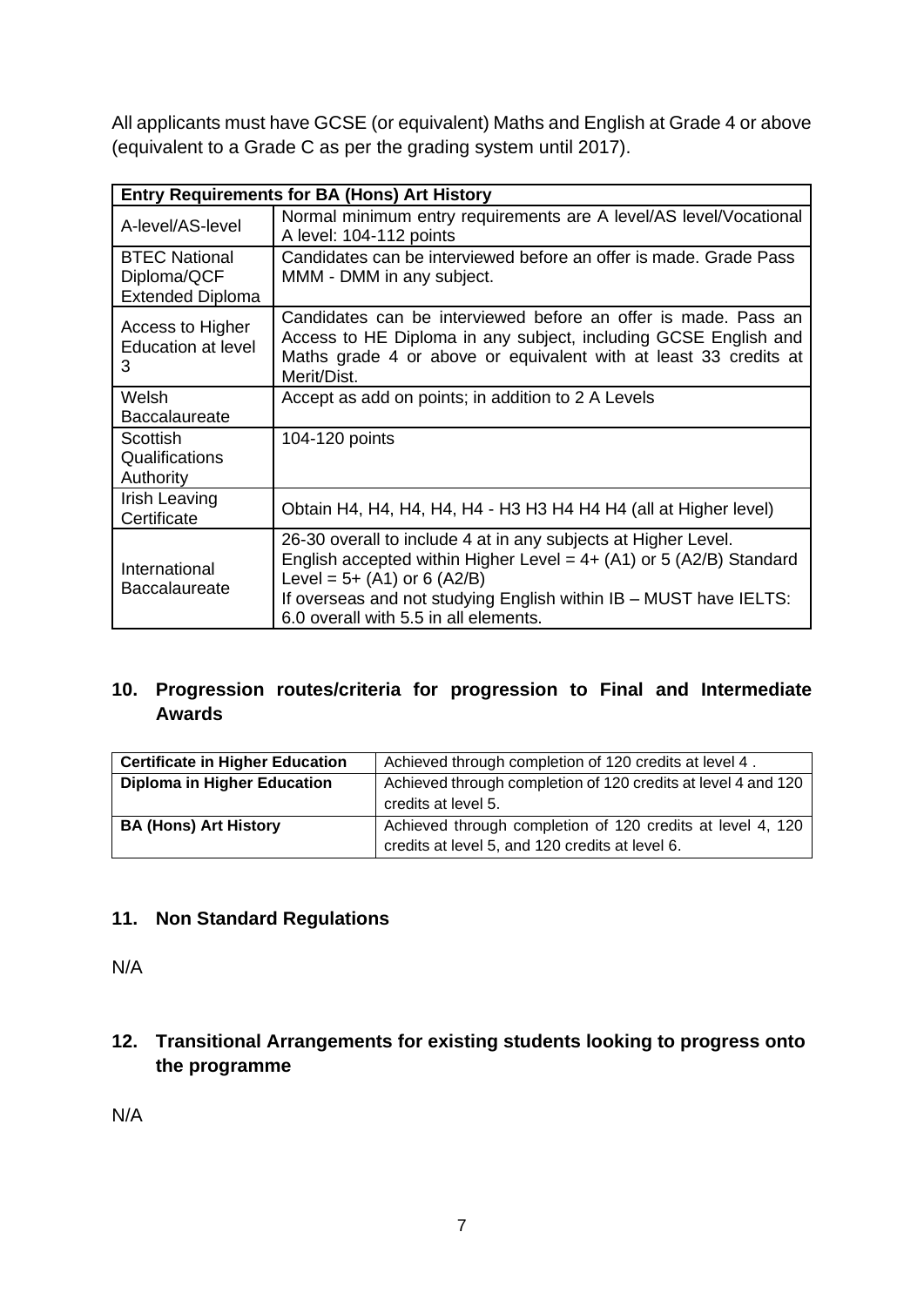All applicants must have GCSE (or equivalent) Maths and English at Grade 4 or above (equivalent to a Grade C as per the grading system until 2017).

| **Entry Requirements for BA (Hons) Art History** | |
|---|---|
| A-level/AS-level | Normal minimum entry requirements are A level/AS level/Vocational A level: 104-112 points |
| BTEC National Diploma/QCF Extended Diploma | Candidates can be interviewed before an offer is made. Grade Pass MMM - DMM in any subject. |
| Access to Higher Education at level 3 | Candidates can be interviewed before an offer is made. Pass an Access to HE Diploma in any subject, including GCSE English and Maths grade 4 or above or equivalent with at least 33 credits at Merit/Dist. |
| Welsh Baccalaureate | Accept as add on points; in addition to 2 A Levels |
| Scottish Qualifications Authority | 104-120 points |
| Irish Leaving Certificate | Obtain H4, H4, H4, H4, H4 - H3 H3 H4 H4 H4 (all at Higher level) |
| International Baccalaureate | 26-30 overall to include 4 at in any subjects at Higher Level.<br>English accepted within Higher Level = 4+ (A1) or 5 (A2/B) Standard Level = 5+ (A1) or 6 (A2/B)<br>If overseas and not studying English within IB – MUST have IELTS: 6.0 overall with 5.5 in all elements. |

## 10. Progression routes/criteria for progression to Final and Intermediate Awards

| **Certificate in Higher Education** | Achieved through completion of 120 credits at level 4 . |
|---|---|
| **Diploma in Higher Education** | Achieved through completion of 120 credits at level 4 and 120 credits at level 5. |
| **BA (Hons) Art History** | Achieved through completion of 120 credits at level 4, 120 credits at level 5, and 120 credits at level 6. |

## 11. Non Standard Regulations

N/A

## 12. Transitional Arrangements for existing students looking to progress onto the programme

N/A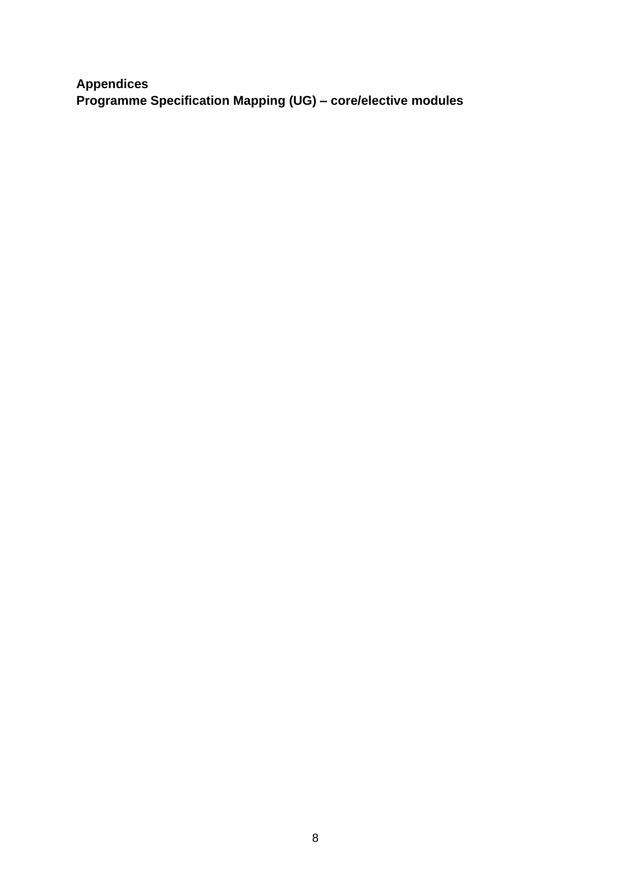**Appendices**
**Programme Specification Mapping (UG) – core/elective modules**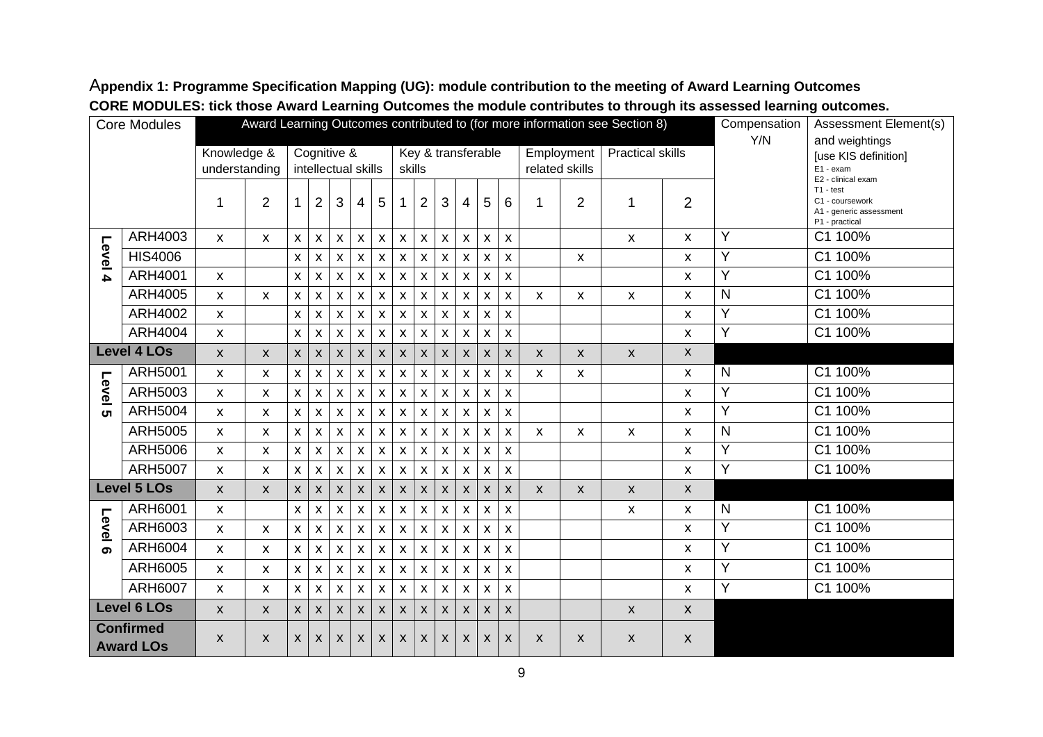**Appendix 1: Programme Specification Mapping (UG): module contribution to the meeting of Award Learning Outcomes**

**CORE MODULES: tick those Award Learning Outcomes the module contributes to through its assessed learning outcomes.**

| Core Modules | | Award Learning Outcomes contributed to (for more information see Section 8) | | | | | | | | | | | | | | | | | Compensation Y/N | Assessment Element(s) and weightings [use KIS definition] E1 - exam E2 - clinical exam T1 - test C1 - coursework A1 - generic assessment P1 - practical |
|---|---|---|---|---|---|---|---|---|---|---|---|---|---|---|---|---|---|---|---|---|
| | | Knowledge & understanding | | Cognitive & intellectual skills | | | | | Key & transferable skills | | | | | | Employment related skills | | Practical skills | | | |
| | | 1 | 2 | 1 | 2 | 3 | 4 | 5 | 1 | 2 | 3 | 4 | 5 | 6 | 1 | 2 | 1 | 2 | | |
| Level 4 | ARH4003 | x | x | x | x | x | x | x | x | x | x | x | x | x | | | x | x | Y | C1 100% |
| | HIS4006 | | | x | x | x | x | x | x | x | x | x | x | x | | x | | x | Y | C1 100% |
| | ARH4001 | x | | x | x | x | x | x | x | x | x | x | x | x | | | | x | Y | C1 100% |
| | ARH4005 | x | x | x | x | x | x | x | x | x | x | x | x | x | x | x | x | x | N | C1 100% |
| | ARH4002 | x | | x | x | x | x | x | x | x | x | x | x | x | | | | x | Y | C1 100% |
| | ARH4004 | x | | x | x | x | x | x | x | x | x | x | x | x | | | | x | Y | C1 100% |
| **Level 4 LOs** | | x | x | x | x | x | x | x | x | x | x | x | x | x | x | x | x | x | | |
| Level 5 | ARH5001 | x | x | x | x | x | x | x | x | x | x | x | x | x | x | x | | x | N | C1 100% |
| | ARH5003 | x | x | x | x | x | x | x | x | x | x | x | x | x | | | | x | Y | C1 100% |
| | ARH5004 | x | x | x | x | x | x | x | x | x | x | x | x | x | | | | x | Y | C1 100% |
| | ARH5005 | x | x | x | x | x | x | x | x | x | x | x | x | x | x | x | x | x | N | C1 100% |
| | ARH5006 | x | x | x | x | x | x | x | x | x | x | x | x | x | | | | x | Y | C1 100% |
| | ARH5007 | x | x | x | x | x | x | x | x | x | x | x | x | x | | | | x | Y | C1 100% |
| **Level 5 LOs** | | x | x | x | x | x | x | x | x | x | x | x | x | x | x | x | x | x | | |
| Level 6 | ARH6001 | x | | x | x | x | x | x | x | x | x | x | x | x | | | x | x | N | C1 100% |
| | ARH6003 | x | x | x | x | x | x | x | x | x | x | x | x | x | | | | x | Y | C1 100% |
| | ARH6004 | x | x | x | x | x | x | x | x | x | x | x | x | x | | | | x | Y | C1 100% |
| | ARH6005 | x | x | x | x | x | x | x | x | x | x | x | x | x | | | | x | Y | C1 100% |
| | ARH6007 | x | x | x | x | x | x | x | x | x | x | x | x | x | | | | x | Y | C1 100% |
| **Level 6 LOs** | | x | x | x | x | x | x | x | x | x | x | x | x | x | | | x | x | | |
| **Confirmed Award LOs** | | x | x | x | x | x | x | x | x | x | x | x | x | x | x | x | x | x | | |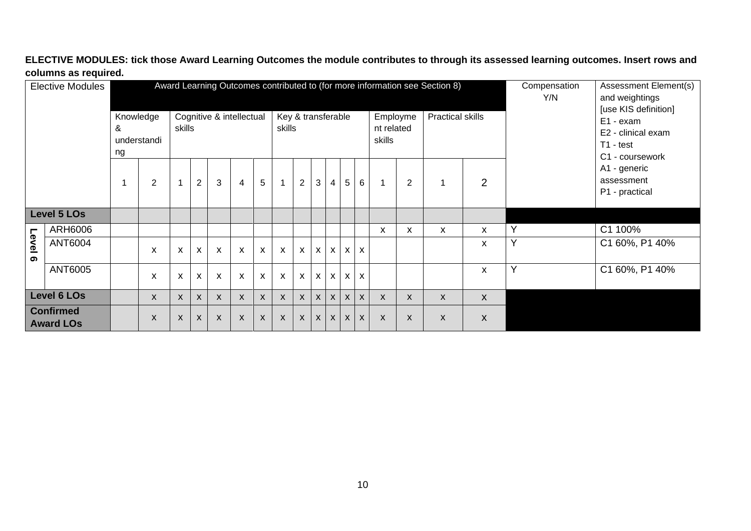**ELECTIVE MODULES: tick those Award Learning Outcomes the module contributes to through its assessed learning outcomes. Insert rows and columns as required.**

| Elective Modules | | Award Learning Outcomes contributed to (for more information see Section 8) | | | | | | | | | | | | | | | | | | Compensation Y/N | Assessment Element(s) and weightings [use KIS definition] E1 - exam E2 - clinical exam T1 - test C1 - coursework A1 - generic assessment P1 - practical |
|---|---|---|---|---|---|---|---|---|---|---|---|---|---|---|---|---|---|---|---|---|---|
| | | Knowledge & understanding | | Cognitive & intellectual skills | | | | | Key & transferable skills | | | | | | Employment related skills | | Practical skills | | | | |
| | | 1 | 2 | 1 | 2 | 3 | 4 | 5 | 1 | 2 | 3 | 4 | 5 | 6 | 1 | 2 | 1 | 2 | | | |
| **Level 5 LOs** | | | | | | | | | | | | | | | | | | | | | |
| **Level 6** | ARH6006 | | | | | | | | | | | | | | x | x | x | x | | Y | C1 100% |
| | ANT6004 | | x | x | x | x | x | x | x | x | x | x | x | x | | | | x | | Y | C1 60%, P1 40% |
| | ANT6005 | | x | x | x | x | x | x | x | x | x | x | x | x | | | | x | | Y | C1 60%, P1 40% |
| **Level 6 LOs** | | | x | x | x | x | x | x | x | x | x | x | x | x | x | x | x | x | | | |
| **Confirmed Award LOs** | | | x | x | x | x | x | x | x | x | x | x | x | x | x | x | x | x | | | |